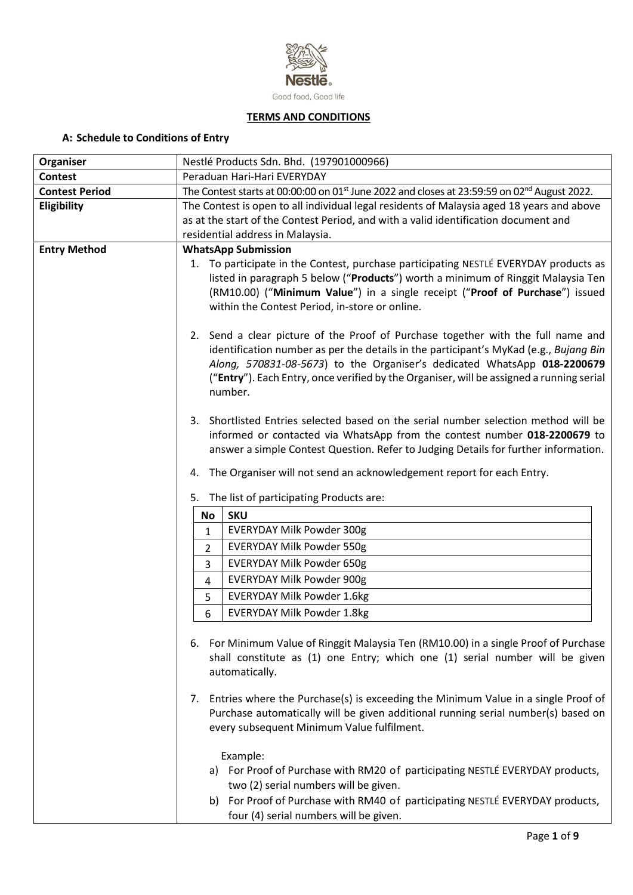Nestlé
Good food, Good life

# TERMS AND CONDITIONS

## A: Schedule to Conditions of Entry

| | |
|---|---|
| **Organiser** | Nestlé Products Sdn. Bhd. (197901000966) |
| **Contest** | Peraduan Hari-Hari EVERYDAY |
| **Contest Period** | The Contest starts at 00:00:00 on 01st June 2022 and closes at 23:59:59 on 02nd August 2022. |
| **Eligibility** | The Contest is open to all individual legal residents of Malaysia aged 18 years and above as at the start of the Contest Period, and with a valid identification document and residential address in Malaysia. |
| **Entry Method** | **WhatsApp Submission**<br>1. To participate in the Contest, purchase participating NESTLÉ EVERYDAY products as listed in paragraph 5 below ("**Products**") worth a minimum of Ringgit Malaysia Ten (RM10.00) ("**Minimum Value**") in a single receipt ("**Proof of Purchase**") issued within the Contest Period, in-store or online.<br><br>2. Send a clear picture of the Proof of Purchase together with the full name and identification number as per the details in the participant's MyKad (e.g., *Bujang Bin Along, 570831-08-5673*) to the Organiser's dedicated WhatsApp **018-2200679** ("**Entry**"). Each Entry, once verified by the Organiser, will be assigned a running serial number.<br><br>3. Shortlisted Entries selected based on the serial number selection method will be informed or contacted via WhatsApp from the contest number **018-2200679** to answer a simple Contest Question. Refer to Judging Details for further information.<br><br>4. The Organiser will not send an acknowledgement report for each Entry.<br><br>5. The list of participating Products are:<br><br>**No** – **SKU**<br>1 – EVERYDAY Milk Powder 300g<br>2 – EVERYDAY Milk Powder 550g<br>3 – EVERYDAY Milk Powder 650g<br>4 – EVERYDAY Milk Powder 900g<br>5 – EVERYDAY Milk Powder 1.6kg<br>6 – EVERYDAY Milk Powder 1.8kg<br><br>6. For Minimum Value of Ringgit Malaysia Ten (RM10.00) in a single Proof of Purchase shall constitute as (1) one Entry; which one (1) serial number will be given automatically.<br><br>7. Entries where the Purchase(s) is exceeding the Minimum Value in a single Proof of Purchase automatically will be given additional running serial number(s) based on every subsequent Minimum Value fulfilment.<br><br>Example:<br>a) For Proof of Purchase with RM20 of participating NESTLÉ EVERYDAY products, two (2) serial numbers will be given.<br>b) For Proof of Purchase with RM40 of participating NESTLÉ EVERYDAY products, four (4) serial numbers will be given. |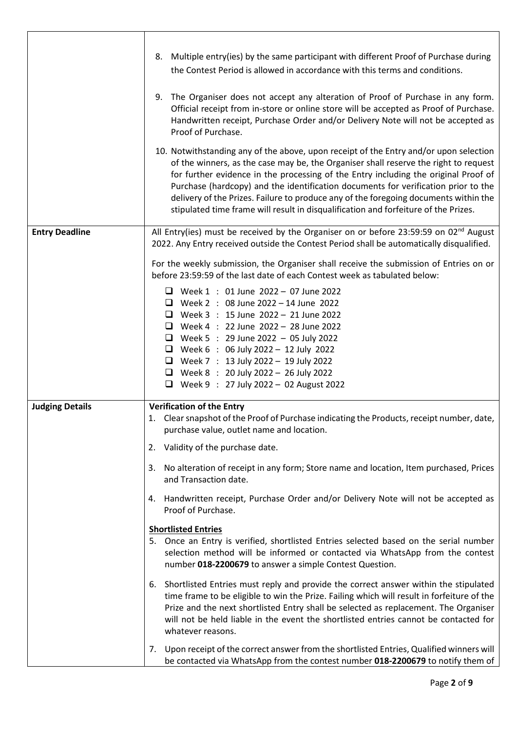| | |
|---|---|
| | 8. Multiple entry(ies) by the same participant with different Proof of Purchase during the Contest Period is allowed in accordance with this terms and conditions.<br><br>9. The Organiser does not accept any alteration of Proof of Purchase in any form. Official receipt from in-store or online store will be accepted as Proof of Purchase. Handwritten receipt, Purchase Order and/or Delivery Note will not be accepted as Proof of Purchase.<br><br>10. Notwithstanding any of the above, upon receipt of the Entry and/or upon selection of the winners, as the case may be, the Organiser shall reserve the right to request for further evidence in the processing of the Entry including the original Proof of Purchase (hardcopy) and the identification documents for verification prior to the delivery of the Prizes. Failure to produce any of the foregoing documents within the stipulated time frame will result in disqualification and forfeiture of the Prizes. |
| **Entry Deadline** | All Entry(ies) must be received by the Organiser on or before 23:59:59 on 02nd August 2022. Any Entry received outside the Contest Period shall be automatically disqualified.<br><br>For the weekly submission, the Organiser shall receive the submission of Entries on or before 23:59:59 of the last date of each Contest week as tabulated below:<br><br>❑ Week 1 : 01 June 2022 – 07 June 2022<br>❑ Week 2 : 08 June 2022 – 14 June 2022<br>❑ Week 3 : 15 June 2022 – 21 June 2022<br>❑ Week 4 : 22 June 2022 – 28 June 2022<br>❑ Week 5 : 29 June 2022 – 05 July 2022<br>❑ Week 6 : 06 July 2022 – 12 July 2022<br>❑ Week 7 : 13 July 2022 – 19 July 2022<br>❑ Week 8 : 20 July 2022 – 26 July 2022<br>❑ Week 9 : 27 July 2022 – 02 August 2022 |
| **Judging Details** | **Verification of the Entry**<br>1. Clear snapshot of the Proof of Purchase indicating the Products, receipt number, date, purchase value, outlet name and location.<br><br>2. Validity of the purchase date.<br><br>3. No alteration of receipt in any form; Store name and location, Item purchased, Prices and Transaction date.<br><br>4. Handwritten receipt, Purchase Order and/or Delivery Note will not be accepted as Proof of Purchase.<br><br>**Shortlisted Entries**<br>5. Once an Entry is verified, shortlisted Entries selected based on the serial number selection method will be informed or contacted via WhatsApp from the contest number **018-2200679** to answer a simple Contest Question.<br><br>6. Shortlisted Entries must reply and provide the correct answer within the stipulated time frame to be eligible to win the Prize. Failing which will result in forfeiture of the Prize and the next shortlisted Entry shall be selected as replacement. The Organiser will not be held liable in the event the shortlisted entries cannot be contacted for whatever reasons.<br><br>7. Upon receipt of the correct answer from the shortlisted Entries, Qualified winners will be contacted via WhatsApp from the contest number **018-2200679** to notify them of |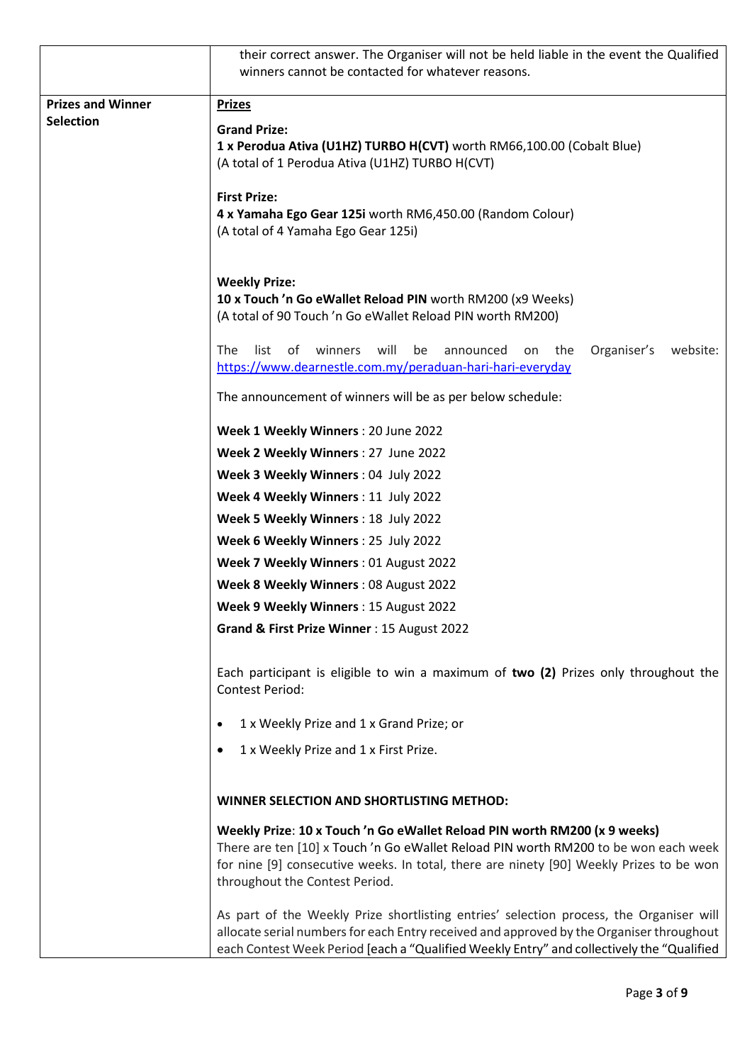| | |
|---|---|
| | their correct answer. The Organiser will not be held liable in the event the Qualified winners cannot be contacted for whatever reasons. |
| **Prizes and Winner Selection** | **Prizes**<br><br>**Grand Prize:**<br>**1 x Perodua Ativa (U1HZ) TURBO H(CVT)** worth RM66,100.00 (Cobalt Blue)<br>(A total of 1 Perodua Ativa (U1HZ) TURBO H(CVT)<br><br>**First Prize:**<br>**4 x Yamaha Ego Gear 125i** worth RM6,450.00 (Random Colour)<br>(A total of 4 Yamaha Ego Gear 125i)<br><br>**Weekly Prize:**<br>**10 x Touch 'n Go eWallet Reload PIN** worth RM200 (x9 Weeks)<br>(A total of 90 Touch 'n Go eWallet Reload PIN worth RM200)<br><br>The list of winners will be announced on the Organiser's website: https://www.dearnestle.com.my/peraduan-hari-hari-everyday<br><br>The announcement of winners will be as per below schedule:<br><br>**Week 1 Weekly Winners** : 20 June 2022<br>**Week 2 Weekly Winners** : 27 June 2022<br>**Week 3 Weekly Winners** : 04 July 2022<br>**Week 4 Weekly Winners** : 11 July 2022<br>**Week 5 Weekly Winners** : 18 July 2022<br>**Week 6 Weekly Winners** : 25 July 2022<br>**Week 7 Weekly Winners** : 01 August 2022<br>**Week 8 Weekly Winners** : 08 August 2022<br>**Week 9 Weekly Winners** : 15 August 2022<br>**Grand & First Prize Winner** : 15 August 2022<br><br>Each participant is eligible to win a maximum of **two (2)** Prizes only throughout the Contest Period:<br><br>• 1 x Weekly Prize and 1 x Grand Prize; or<br>• 1 x Weekly Prize and 1 x First Prize.<br><br>**WINNER SELECTION AND SHORTLISTING METHOD:**<br><br>**Weekly Prize**: **10 x Touch 'n Go eWallet Reload PIN worth RM200 (x 9 weeks)**<br>There are ten [10] x Touch 'n Go eWallet Reload PIN worth RM200 to be won each week for nine [9] consecutive weeks. In total, there are ninety [90] Weekly Prizes to be won throughout the Contest Period.<br><br>As part of the Weekly Prize shortlisting entries' selection process, the Organiser will allocate serial numbers for each Entry received and approved by the Organiser throughout each Contest Week Period [each a "Qualified Weekly Entry" and collectively the "Qualified |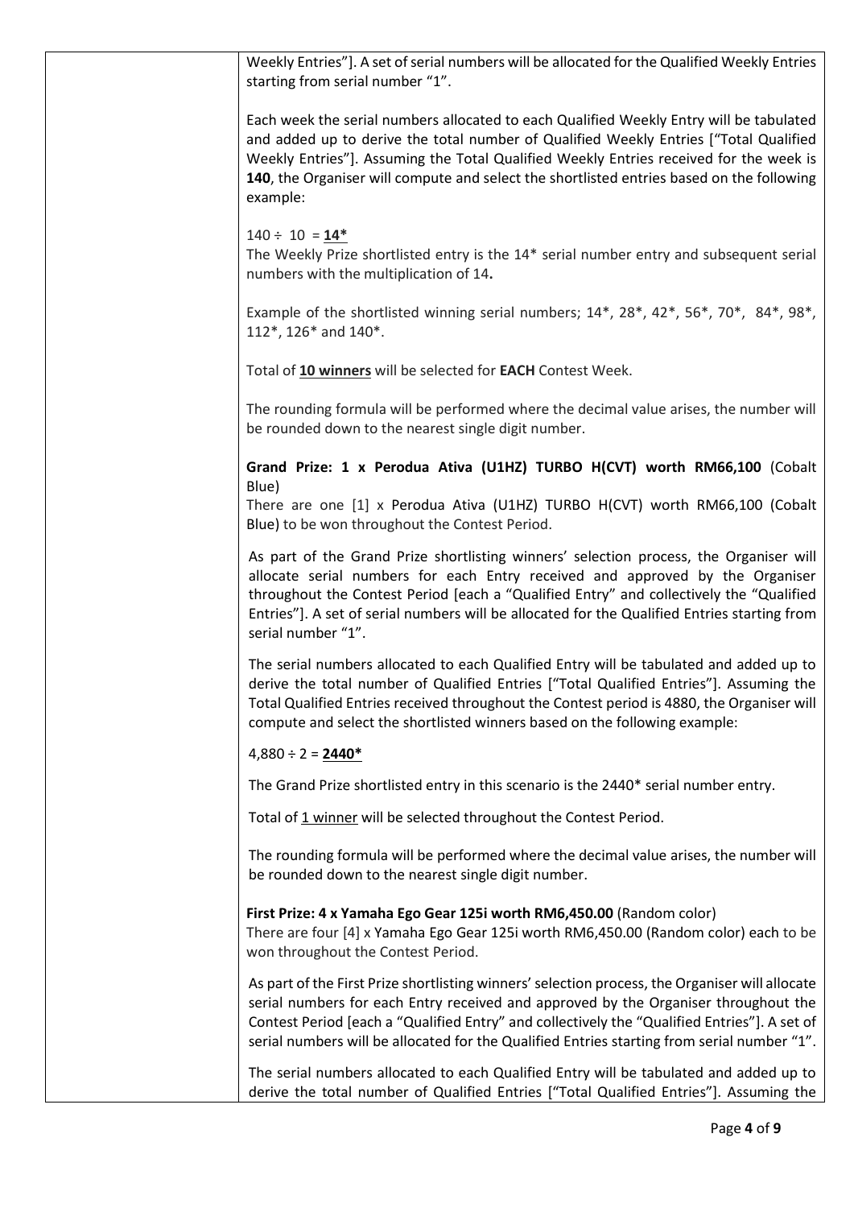Weekly Entries"]. A set of serial numbers will be allocated for the Qualified Weekly Entries starting from serial number "1".

Each week the serial numbers allocated to each Qualified Weekly Entry will be tabulated and added up to derive the total number of Qualified Weekly Entries ["Total Qualified Weekly Entries"]. Assuming the Total Qualified Weekly Entries received for the week is **140**, the Organiser will compute and select the shortlisted entries based on the following example:

140 ÷ 10 = **<u>14*</u>**

The Weekly Prize shortlisted entry is the 14* serial number entry and subsequent serial numbers with the multiplication of 14**.**

Example of the shortlisted winning serial numbers; 14*, 28*, 42*, 56*, 70*, 84*, 98*, 112*, 126* and 140*.

Total of **<u>10 winners</u>** will be selected for **EACH** Contest Week.

The rounding formula will be performed where the decimal value arises, the number will be rounded down to the nearest single digit number.

**Grand Prize: 1 x Perodua Ativa (U1HZ) TURBO H(CVT) worth RM66,100** (Cobalt Blue)

There are one [1] x Perodua Ativa (U1HZ) TURBO H(CVT) worth RM66,100 (Cobalt Blue) to be won throughout the Contest Period.

As part of the Grand Prize shortlisting winners' selection process, the Organiser will allocate serial numbers for each Entry received and approved by the Organiser throughout the Contest Period [each a "Qualified Entry" and collectively the "Qualified Entries"]. A set of serial numbers will be allocated for the Qualified Entries starting from serial number "1".

The serial numbers allocated to each Qualified Entry will be tabulated and added up to derive the total number of Qualified Entries ["Total Qualified Entries"]. Assuming the Total Qualified Entries received throughout the Contest period is 4880, the Organiser will compute and select the shortlisted winners based on the following example:

4,880 ÷ 2 = **<u>2440*</u>**

The Grand Prize shortlisted entry in this scenario is the 2440* serial number entry.

Total of <u>1 winner</u> will be selected throughout the Contest Period.

The rounding formula will be performed where the decimal value arises, the number will be rounded down to the nearest single digit number.

**First Prize: 4 x Yamaha Ego Gear 125i worth RM6,450.00** (Random color)

There are four [4] x Yamaha Ego Gear 125i worth RM6,450.00 (Random color) each to be won throughout the Contest Period.

As part of the First Prize shortlisting winners' selection process, the Organiser will allocate serial numbers for each Entry received and approved by the Organiser throughout the Contest Period [each a "Qualified Entry" and collectively the "Qualified Entries"]. A set of serial numbers will be allocated for the Qualified Entries starting from serial number "1".

The serial numbers allocated to each Qualified Entry will be tabulated and added up to derive the total number of Qualified Entries ["Total Qualified Entries"]. Assuming the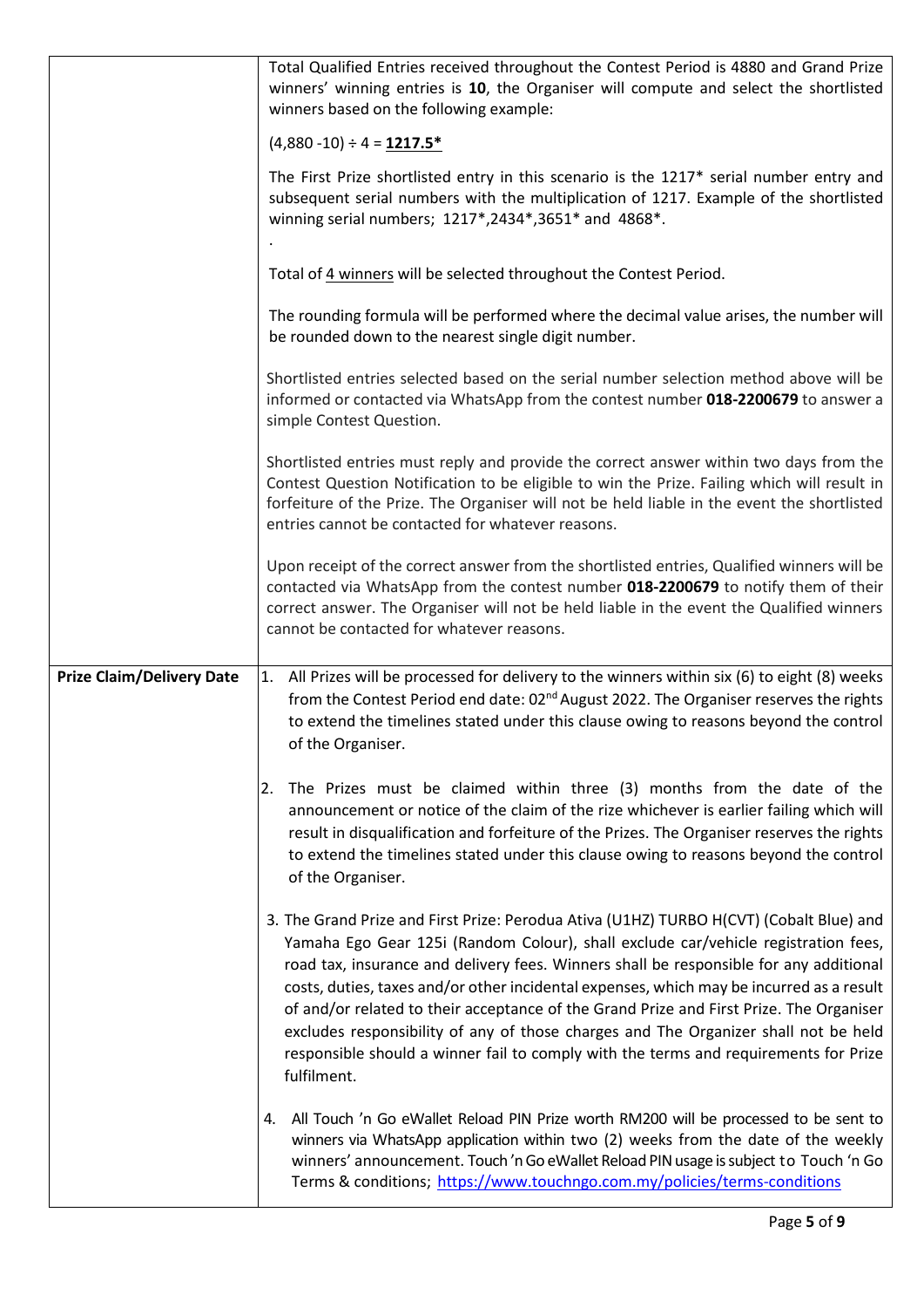| | |
|---|---|
| | Total Qualified Entries received throughout the Contest Period is 4880 and Grand Prize winners' winning entries is **10**, the Organiser will compute and select the shortlisted winners based on the following example:<br><br>(4,880 -10) ÷ 4 = **<u>1217.5*</u>**<br><br>The First Prize shortlisted entry in this scenario is the 1217* serial number entry and subsequent serial numbers with the multiplication of 1217. Example of the shortlisted winning serial numbers; 1217*,2434*,3651* and 4868*.<br>.<br><br>Total of <u>4 winners</u> will be selected throughout the Contest Period.<br><br>The rounding formula will be performed where the decimal value arises, the number will be rounded down to the nearest single digit number.<br><br>Shortlisted entries selected based on the serial number selection method above will be informed or contacted via WhatsApp from the contest number **018-2200679** to answer a simple Contest Question.<br><br>Shortlisted entries must reply and provide the correct answer within two days from the Contest Question Notification to be eligible to win the Prize. Failing which will result in forfeiture of the Prize. The Organiser will not be held liable in the event the shortlisted entries cannot be contacted for whatever reasons.<br><br>Upon receipt of the correct answer from the shortlisted entries, Qualified winners will be contacted via WhatsApp from the contest number **018-2200679** to notify them of their correct answer. The Organiser will not be held liable in the event the Qualified winners cannot be contacted for whatever reasons. |
| **Prize Claim/Delivery Date** | 1. All Prizes will be processed for delivery to the winners within six (6) to eight (8) weeks from the Contest Period end date: 02nd August 2022. The Organiser reserves the rights to extend the timelines stated under this clause owing to reasons beyond the control of the Organiser.<br><br>2. The Prizes must be claimed within three (3) months from the date of the announcement or notice of the claim of the rize whichever is earlier failing which will result in disqualification and forfeiture of the Prizes. The Organiser reserves the rights to extend the timelines stated under this clause owing to reasons beyond the control of the Organiser.<br><br>3. The Grand Prize and First Prize: Perodua Ativa (U1HZ) TURBO H(CVT) (Cobalt Blue) and Yamaha Ego Gear 125i (Random Colour), shall exclude car/vehicle registration fees, road tax, insurance and delivery fees. Winners shall be responsible for any additional costs, duties, taxes and/or other incidental expenses, which may be incurred as a result of and/or related to their acceptance of the Grand Prize and First Prize. The Organiser excludes responsibility of any of those charges and The Organizer shall not be held responsible should a winner fail to comply with the terms and requirements for Prize fulfilment.<br><br>4. All Touch 'n Go eWallet Reload PIN Prize worth RM200 will be processed to be sent to winners via WhatsApp application within two (2) weeks from the date of the weekly winners' announcement. Touch 'n Go eWallet Reload PIN usage is subject to Touch 'n Go Terms & conditions; https://www.touchngo.com.my/policies/terms-conditions |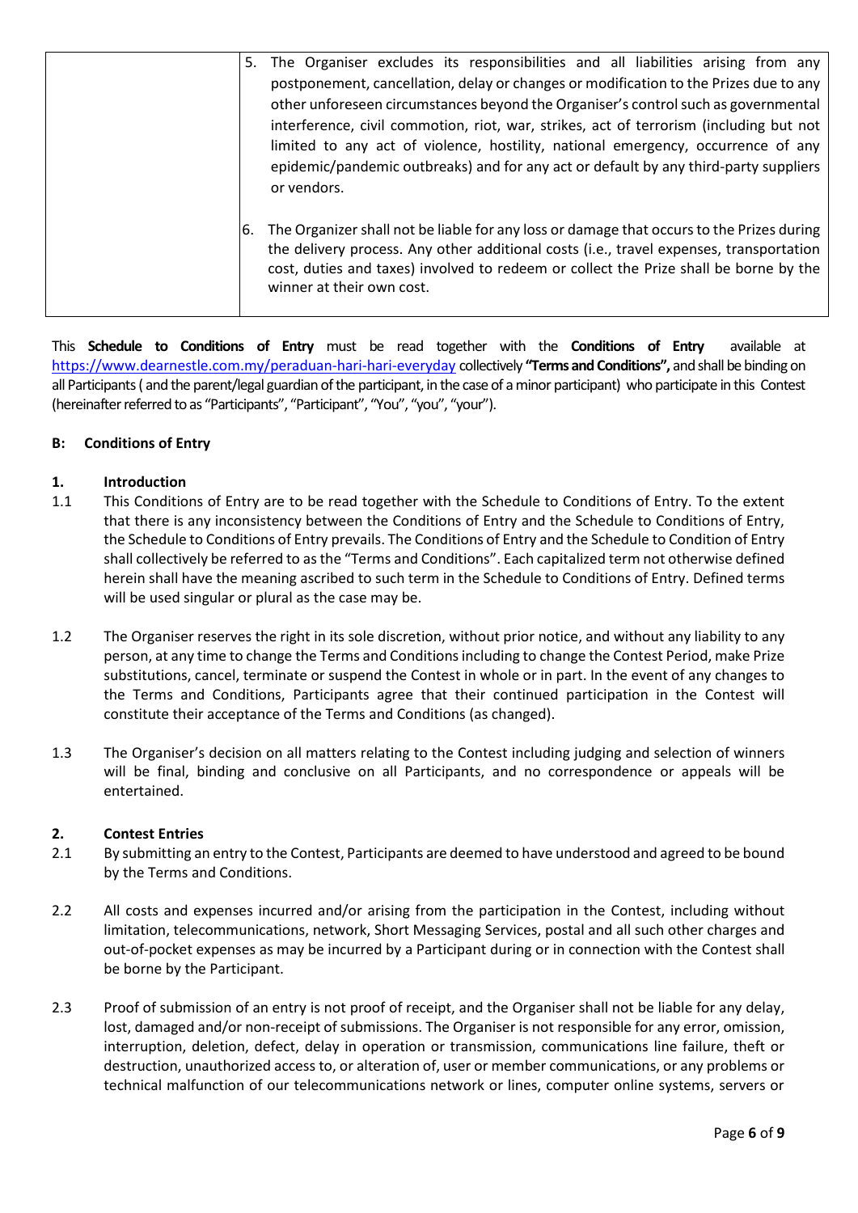| | 5. The Organiser excludes its responsibilities and all liabilities arising from any postponement, cancellation, delay or changes or modification to the Prizes due to any other unforeseen circumstances beyond the Organiser's control such as governmental interference, civil commotion, riot, war, strikes, act of terrorism (including but not limited to any act of violence, hostility, national emergency, occurrence of any epidemic/pandemic outbreaks) and for any act or default by any third-party suppliers or vendors.<br><br>6. The Organizer shall not be liable for any loss or damage that occurs to the Prizes during the delivery process. Any other additional costs (i.e., travel expenses, transportation cost, duties and taxes) involved to redeem or collect the Prize shall be borne by the winner at their own cost. |
|---|---|

This **Schedule to Conditions of Entry** must be read together with the **Conditions of Entry** available at https://www.dearnestle.com.my/peraduan-hari-hari-everyday collectively **"Terms and Conditions",** and shall be binding on all Participants ( and the parent/legal guardian of the participant, in the case of a minor participant) who participate in this Contest (hereinafter referred to as "Participants", "Participant", "You", "you", "your").

**B: Conditions of Entry**

**1. Introduction**

1.1 This Conditions of Entry are to be read together with the Schedule to Conditions of Entry. To the extent that there is any inconsistency between the Conditions of Entry and the Schedule to Conditions of Entry, the Schedule to Conditions of Entry prevails. The Conditions of Entry and the Schedule to Condition of Entry shall collectively be referred to as the "Terms and Conditions". Each capitalized term not otherwise defined herein shall have the meaning ascribed to such term in the Schedule to Conditions of Entry. Defined terms will be used singular or plural as the case may be.

1.2 The Organiser reserves the right in its sole discretion, without prior notice, and without any liability to any person, at any time to change the Terms and Conditions including to change the Contest Period, make Prize substitutions, cancel, terminate or suspend the Contest in whole or in part. In the event of any changes to the Terms and Conditions, Participants agree that their continued participation in the Contest will constitute their acceptance of the Terms and Conditions (as changed).

1.3 The Organiser's decision on all matters relating to the Contest including judging and selection of winners will be final, binding and conclusive on all Participants, and no correspondence or appeals will be entertained.

**2. Contest Entries**

2.1 By submitting an entry to the Contest, Participants are deemed to have understood and agreed to be bound by the Terms and Conditions.

2.2 All costs and expenses incurred and/or arising from the participation in the Contest, including without limitation, telecommunications, network, Short Messaging Services, postal and all such other charges and out-of-pocket expenses as may be incurred by a Participant during or in connection with the Contest shall be borne by the Participant.

2.3 Proof of submission of an entry is not proof of receipt, and the Organiser shall not be liable for any delay, lost, damaged and/or non-receipt of submissions. The Organiser is not responsible for any error, omission, interruption, deletion, defect, delay in operation or transmission, communications line failure, theft or destruction, unauthorized access to, or alteration of, user or member communications, or any problems or technical malfunction of our telecommunications network or lines, computer online systems, servers or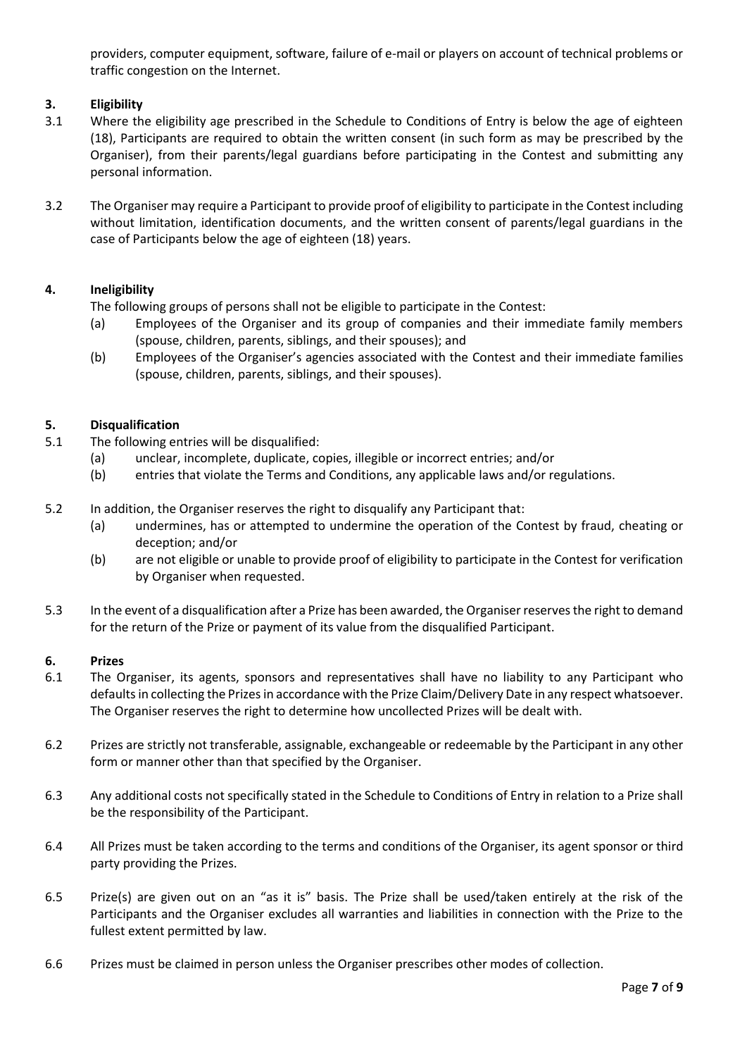providers, computer equipment, software, failure of e-mail or players on account of technical problems or traffic congestion on the Internet.

## 3. Eligibility

3.1 Where the eligibility age prescribed in the Schedule to Conditions of Entry is below the age of eighteen (18), Participants are required to obtain the written consent (in such form as may be prescribed by the Organiser), from their parents/legal guardians before participating in the Contest and submitting any personal information.

3.2 The Organiser may require a Participant to provide proof of eligibility to participate in the Contest including without limitation, identification documents, and the written consent of parents/legal guardians in the case of Participants below the age of eighteen (18) years.

## 4. Ineligibility

The following groups of persons shall not be eligible to participate in the Contest:

(a) Employees of the Organiser and its group of companies and their immediate family members (spouse, children, parents, siblings, and their spouses); and

(b) Employees of the Organiser's agencies associated with the Contest and their immediate families (spouse, children, parents, siblings, and their spouses).

## 5. Disqualification

5.1 The following entries will be disqualified:

(a) unclear, incomplete, duplicate, copies, illegible or incorrect entries; and/or

(b) entries that violate the Terms and Conditions, any applicable laws and/or regulations.

5.2 In addition, the Organiser reserves the right to disqualify any Participant that:

(a) undermines, has or attempted to undermine the operation of the Contest by fraud, cheating or deception; and/or

(b) are not eligible or unable to provide proof of eligibility to participate in the Contest for verification by Organiser when requested.

5.3 In the event of a disqualification after a Prize has been awarded, the Organiser reserves the right to demand for the return of the Prize or payment of its value from the disqualified Participant.

## 6. Prizes

6.1 The Organiser, its agents, sponsors and representatives shall have no liability to any Participant who defaults in collecting the Prizes in accordance with the Prize Claim/Delivery Date in any respect whatsoever. The Organiser reserves the right to determine how uncollected Prizes will be dealt with.

6.2 Prizes are strictly not transferable, assignable, exchangeable or redeemable by the Participant in any other form or manner other than that specified by the Organiser.

6.3 Any additional costs not specifically stated in the Schedule to Conditions of Entry in relation to a Prize shall be the responsibility of the Participant.

6.4 All Prizes must be taken according to the terms and conditions of the Organiser, its agent sponsor or third party providing the Prizes.

6.5 Prize(s) are given out on an "as it is" basis. The Prize shall be used/taken entirely at the risk of the Participants and the Organiser excludes all warranties and liabilities in connection with the Prize to the fullest extent permitted by law.

6.6 Prizes must be claimed in person unless the Organiser prescribes other modes of collection.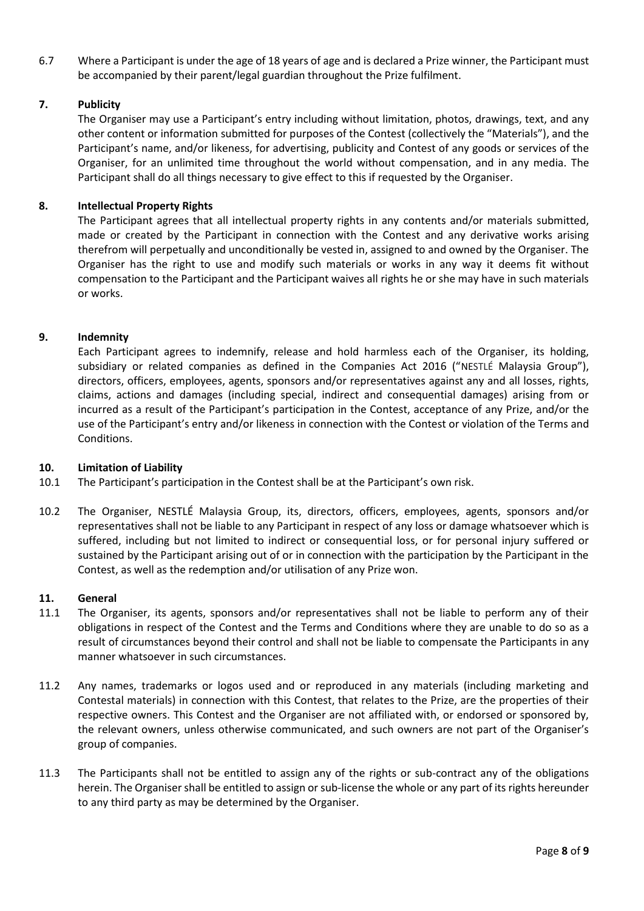6.7 Where a Participant is under the age of 18 years of age and is declared a Prize winner, the Participant must be accompanied by their parent/legal guardian throughout the Prize fulfilment.

## 7. Publicity

The Organiser may use a Participant's entry including without limitation, photos, drawings, text, and any other content or information submitted for purposes of the Contest (collectively the "Materials"), and the Participant's name, and/or likeness, for advertising, publicity and Contest of any goods or services of the Organiser, for an unlimited time throughout the world without compensation, and in any media. The Participant shall do all things necessary to give effect to this if requested by the Organiser.

## 8. Intellectual Property Rights

The Participant agrees that all intellectual property rights in any contents and/or materials submitted, made or created by the Participant in connection with the Contest and any derivative works arising therefrom will perpetually and unconditionally be vested in, assigned to and owned by the Organiser. The Organiser has the right to use and modify such materials or works in any way it deems fit without compensation to the Participant and the Participant waives all rights he or she may have in such materials or works.

## 9. Indemnity

Each Participant agrees to indemnify, release and hold harmless each of the Organiser, its holding, subsidiary or related companies as defined in the Companies Act 2016 ("NESTLÉ Malaysia Group"), directors, officers, employees, agents, sponsors and/or representatives against any and all losses, rights, claims, actions and damages (including special, indirect and consequential damages) arising from or incurred as a result of the Participant's participation in the Contest, acceptance of any Prize, and/or the use of the Participant's entry and/or likeness in connection with the Contest or violation of the Terms and Conditions.

## 10. Limitation of Liability

10.1 The Participant's participation in the Contest shall be at the Participant's own risk.

10.2 The Organiser, NESTLÉ Malaysia Group, its, directors, officers, employees, agents, sponsors and/or representatives shall not be liable to any Participant in respect of any loss or damage whatsoever which is suffered, including but not limited to indirect or consequential loss, or for personal injury suffered or sustained by the Participant arising out of or in connection with the participation by the Participant in the Contest, as well as the redemption and/or utilisation of any Prize won.

## 11. General

11.1 The Organiser, its agents, sponsors and/or representatives shall not be liable to perform any of their obligations in respect of the Contest and the Terms and Conditions where they are unable to do so as a result of circumstances beyond their control and shall not be liable to compensate the Participants in any manner whatsoever in such circumstances.

11.2 Any names, trademarks or logos used and or reproduced in any materials (including marketing and Contestal materials) in connection with this Contest, that relates to the Prize, are the properties of their respective owners. This Contest and the Organiser are not affiliated with, or endorsed or sponsored by, the relevant owners, unless otherwise communicated, and such owners are not part of the Organiser's group of companies.

11.3 The Participants shall not be entitled to assign any of the rights or sub-contract any of the obligations herein. The Organiser shall be entitled to assign or sub-license the whole or any part of its rights hereunder to any third party as may be determined by the Organiser.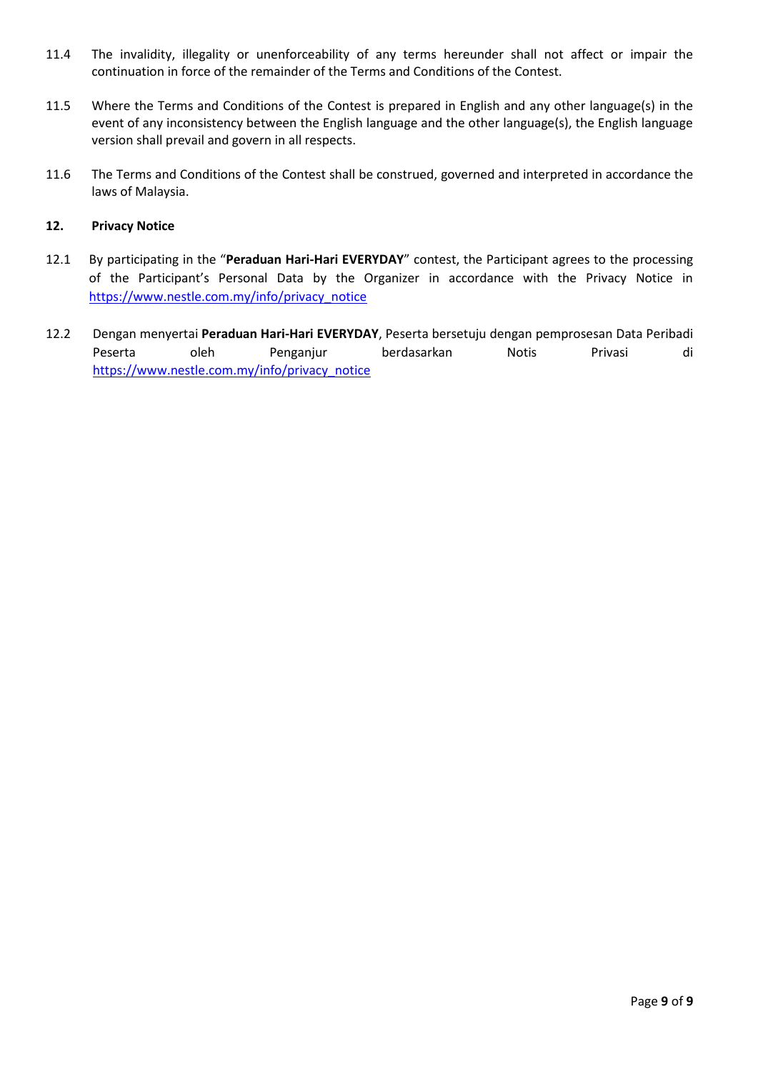11.4 The invalidity, illegality or unenforceability of any terms hereunder shall not affect or impair the continuation in force of the remainder of the Terms and Conditions of the Contest.

11.5 Where the Terms and Conditions of the Contest is prepared in English and any other language(s) in the event of any inconsistency between the English language and the other language(s), the English language version shall prevail and govern in all respects.

11.6 The Terms and Conditions of the Contest shall be construed, governed and interpreted in accordance the laws of Malaysia.

## 12. Privacy Notice

12.1 By participating in the "**Peraduan Hari-Hari EVERYDAY**" contest, the Participant agrees to the processing of the Participant's Personal Data by the Organizer in accordance with the Privacy Notice in https://www.nestle.com.my/info/privacy_notice

12.2 Dengan menyertai **Peraduan Hari-Hari EVERYDAY**, Peserta bersetuju dengan pemprosesan Data Peribadi Peserta oleh Penganjur berdasarkan Notis Privasi di https://www.nestle.com.my/info/privacy_notice